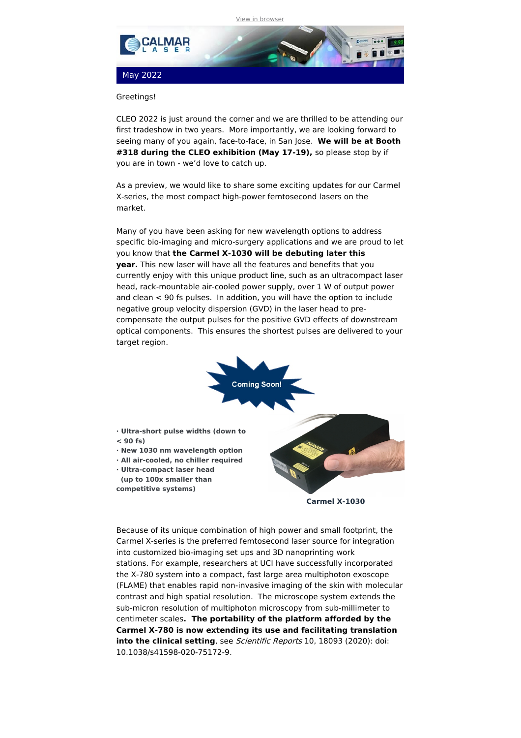View in browser

May 2022

Greetings!

CLEO 2022 is just around the corner and we are thrilled to be attending our first tradeshow in two years. More importantly, we are looking forward to seeing many of you again, face-to-face, in San Jose. **We will be at Booth #318 during the CLEO exhibition (May 17-19),** so please stop by if you are in town - we'd love to catch up.

As a preview, we would like to share some exciting updates for our Carmel X-series, the most compact high-power femtosecond lasers on the market.

Many of you have been asking for new wavelength options to address specific bio-imaging and micro-surgery applications and we are proud to let you know that **the Carmel X-1030 will be debuting later this year.** This new laser will have all the features and benefits that you currently enjoy with this unique product line, such as an ultracompact laser head, rack-mountable air-cooled power supply, over 1 W of output power and clean < 90 fs pulses. In addition, you will have the option to include negative group velocity dispersion (GVD) in the laser head to pre-compensate the output pulses for the positive GVD effects of downstream optical components. This ensures the shortest pulses are delivered to your target region.

Coming Soon!

- **Ultra-short pulse widths (down to < 90 fs)**
- **New 1030 nm wavelength option**
- **All air-cooled, no chiller required**
- **Ultra-compact laser head (up to 100x smaller than competitive systems)**

**Carmel X-1030**

Because of its unique combination of high power and small footprint, the Carmel X-series is the preferred femtosecond laser source for integration into customized bio-imaging set ups and 3D nanoprinting work stations. For example, researchers at UCI have successfully incorporated the X-780 system into a compact, fast large area multiphoton exoscope (FLAME) that enables rapid non-invasive imaging of the skin with molecular contrast and high spatial resolution. The microscope system extends the sub-micron resolution of multiphoton microscopy from sub-millimeter to centimeter scales**. The portability of the platform afforded by the Carmel X-780 is now extending its use and facilitating translation into the clinical setting**, see *Scientific Reports* 10, 18093 (2020): doi: 10.1038/s41598-020-75172-9.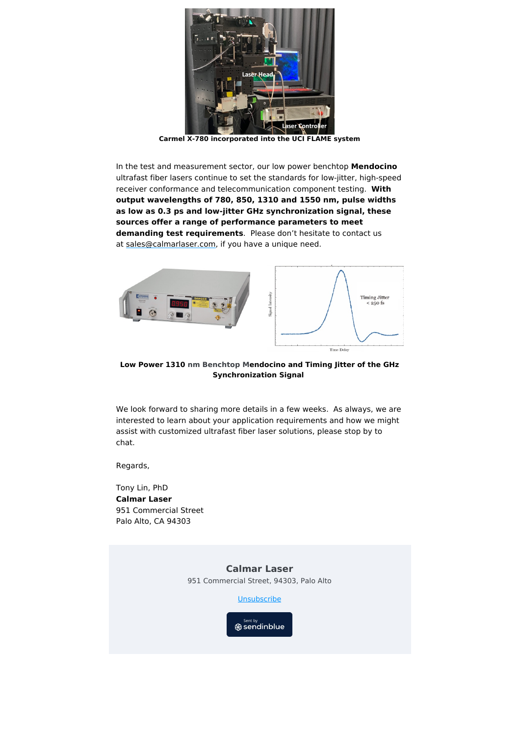Laser Head

Laser Controller

**Carmel X-780 incorporated into the UCI FLAME system**

In the test and measurement sector, our low power benchtop **Mendocino** ultrafast fiber lasers continue to set the standards for low-jitter, high-speed receiver conformance and telecommunication component testing. **With output wavelengths of 780, 850, 1310 and 1550 nm, pulse widths as low as 0.3 ps and low-jitter GHz synchronization signal, these sources offer a range of performance parameters to meet demanding test requirements**. Please don't hesitate to contact us at sales@calmarlaser.com, if you have a unique need.

Signal Intensity

Timing Jitter
< 250 fs

Time Delay

**Low Power 1310 nm Benchtop Mendocino and Timing Jitter of the GHz Synchronization Signal**

We look forward to sharing more details in a few weeks. As always, we are interested to learn about your application requirements and how we might assist with customized ultrafast fiber laser solutions, please stop by to chat.

Regards,

Tony Lin, PhD
**Calmar Laser**
951 Commercial Street
Palo Alto, CA 94303

**Calmar Laser**
951 Commercial Street, 94303, Palo Alto

Unsubscribe

Sent by sendinblue